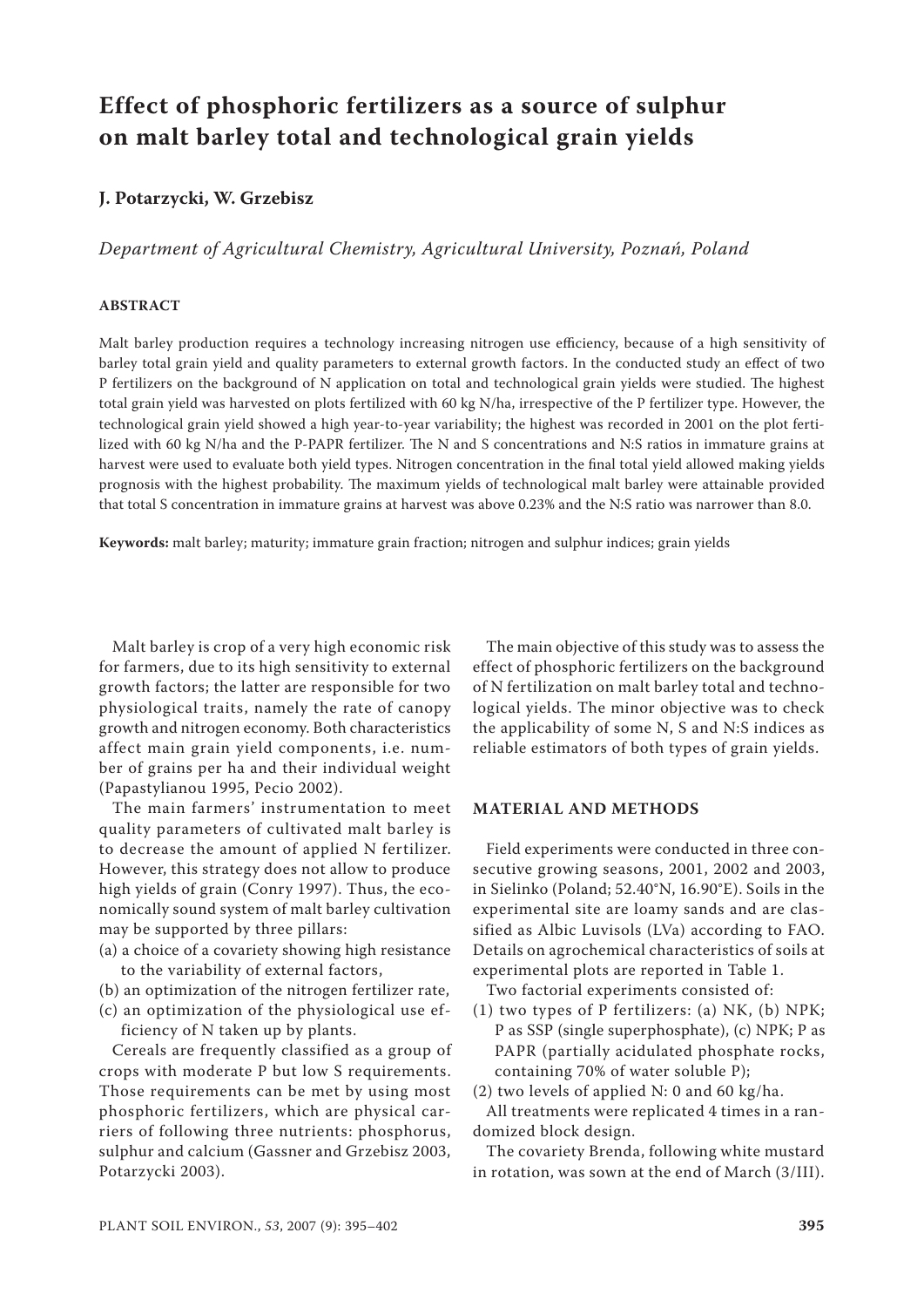# Effect of phosphoric fertilizers as a source of sulphur on malt barley total and technological grain yields

**J. Potarzycki, W. Grzebisz**

*Department of Agricultural Chemistry, Agricultural University, Poznań, Poland*

## ABSTRACT

Malt barley production requires a technology increasing nitrogen use efficiency, because of a high sensitivity of barley total grain yield and quality parameters to external growth factors. In the conducted study an effect of two P fertilizers on the background of N application on total and technological grain yields were studied. The highest total grain yield was harvested on plots fertilized with 60 kg N/ha, irrespective of the P fertilizer type. However, the technological grain yield showed a high year-to-year variability; the highest was recorded in 2001 on the plot fertilized with 60 kg N/ha and the P-PAPR fertilizer. The N and S concentrations and N:S ratios in immature grains at harvest were used to evaluate both yield types. Nitrogen concentration in the final total yield allowed making yields prognosis with the highest probability. The maximum yields of technological malt barley were attainable provided that total S concentration in immature grains at harvest was above 0.23% and the N:S ratio was narrower than 8.0.

**Keywords:** malt barley; maturity; immature grain fraction; nitrogen and sulphur indices; grain yields

Malt barley is crop of a very high economic risk for farmers, due to its high sensitivity to external growth factors; the latter are responsible for two physiological traits, namely the rate of canopy growth and nitrogen economy. Both characteristics affect main grain yield components, i.e. number of grains per ha and their individual weight (Papastylianou 1995, Pecio 2002).

The main farmers' instrumentation to meet quality parameters of cultivated malt barley is to decrease the amount of applied N fertilizer. However, this strategy does not allow to produce high yields of grain (Conry 1997). Thus, the economically sound system of malt barley cultivation may be supported by three pillars:

(a) a choice of a covariety showing high resistance to the variability of external factors,
(b) an optimization of the nitrogen fertilizer rate,
(c) an optimization of the physiological use efficiency of N taken up by plants.

Cereals are frequently classified as a group of crops with moderate P but low S requirements. Those requirements can be met by using most phosphoric fertilizers, which are physical carriers of following three nutrients: phosphorus, sulphur and calcium (Gassner and Grzebisz 2003, Potarzycki 2003).

The main objective of this study was to assess the effect of phosphoric fertilizers on the background of N fertilization on malt barley total and technological yields. The minor objective was to check the applicability of some N, S and N:S indices as reliable estimators of both types of grain yields.

## MATERIAL AND METHODS

Field experiments were conducted in three consecutive growing seasons, 2001, 2002 and 2003, in Sielinko (Poland; 52.40°N, 16.90°E). Soils in the experimental site are loamy sands and are classified as Albic Luvisols (LVa) according to FAO. Details on agrochemical characteristics of soils at experimental plots are reported in Table 1.

Two factorial experiments consisted of:

(1) two types of P fertilizers: (a) NK, (b) NPK; P as SSP (single superphosphate), (c) NPK; P as PAPR (partially acidulated phosphate rocks, containing 70% of water soluble P);
(2) two levels of applied N: 0 and 60 kg/ha.

All treatments were replicated 4 times in a randomized block design.

The covariety Brenda, following white mustard in rotation, was sown at the end of March (3/III).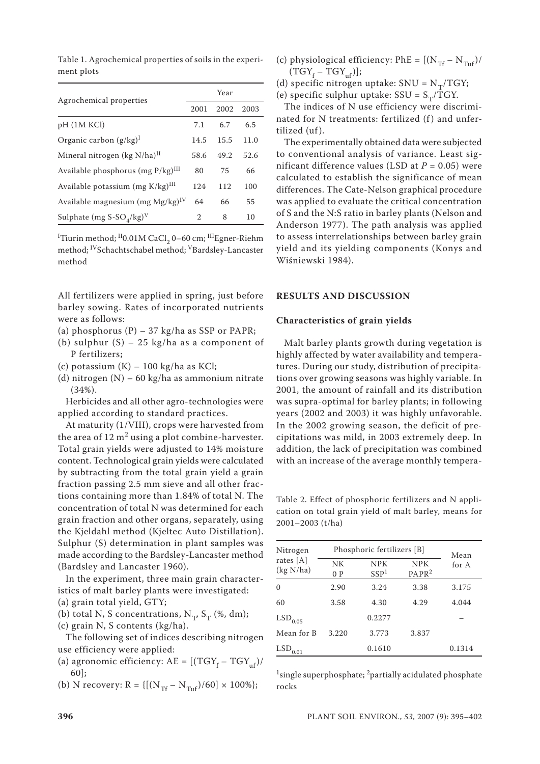Table 1. Agrochemical properties of soils in the experiment plots

| Agrochemical properties | Year | | |
|---|---|---|---|
| | 2001 | 2002 | 2003 |
| pH (1M KCl) | 7.1 | 6.7 | 6.5 |
| Organic carbon (g/kg)[I] | 14.5 | 15.5 | 11.0 |
| Mineral nitrogen (kg N/ha)[II] | 58.6 | 49.2 | 52.6 |
| Available phosphorus (mg P/kg)[III] | 80 | 75 | 66 |
| Available potassium (mg K/kg)[III] | 124 | 112 | 100 |
| Available magnesium (mg Mg/kg)[IV] | 64 | 66 | 55 |
| Sulphate (mg S-$SO_4$/kg)[V] | 2 | 8 | 10 |

[I]Tiurin method; [II]0.01M $CaCl_2$ 0–60 cm; [III]Egner-Riehm method; [IV]Schachtschabel method; [V]Bardsley-Lancaster method

All fertilizers were applied in spring, just before barley sowing. Rates of incorporated nutrients were as follows:

(a) phosphorus (P) – 37 kg/ha as SSP or PAPR;
(b) sulphur (S) – 25 kg/ha as a component of P fertilizers;
(c) potassium (K) – 100 kg/ha as KCl;
(d) nitrogen (N) – 60 kg/ha as ammonium nitrate (34%).

Herbicides and all other agro-technologies were applied according to standard practices.

At maturity (1/VIII), crops were harvested from the area of 12 $m^2$ using a plot combine-harvester. Total grain yields were adjusted to 14% moisture content. Technological grain yields were calculated by subtracting from the total grain yield a grain fraction passing 2.5 mm sieve and all other fractions containing more than 1.84% of total N. The concentration of total N was determined for each grain fraction and other organs, separately, using the Kjeldahl method (Kjeltec Auto Distillation). Sulphur (S) determination in plant samples was made according to the Bardsley-Lancaster method (Bardsley and Lancaster 1960).

In the experiment, three main grain characteristics of malt barley plants were investigated:

(a) grain total yield, GTY;
(b) total N, S concentrations, $N_T$, $S_T$ (%, dm);
(c) grain N, S contents (kg/ha).

The following set of indices describing nitrogen use efficiency were applied:

(a) agronomic efficiency: $AE = [(TGY_f - TGY_{uf})/60]$;
(b) N recovery: $R = \{[(N_{Tf} - N_{Tuf})/60] \times 100\%\}$;
(c) physiological efficiency: $PhE = [(N_{Tf} - N_{Tuf})/(TGY_f - TGY_{uf})]$;
(d) specific nitrogen uptake: $SNU = N_T/TGY$;
(e) specific sulphur uptake: $SSU = S_T/TGY$.

The indices of N use efficiency were discriminated for N treatments: fertilized (f) and unfertilized (uf).

The experimentally obtained data were subjected to conventional analysis of variance. Least significant difference values (LSD at $P = 0.05$) were calculated to establish the significance of mean differences. The Cate-Nelson graphical procedure was applied to evaluate the critical concentration of S and the N:S ratio in barley plants (Nelson and Anderson 1977). The path analysis was applied to assess interrelationships between barley grain yield and its yielding components (Konys and Wiśniewski 1984).

## RESULTS AND DISCUSSION

### Characteristics of grain yields

Malt barley plants growth during vegetation is highly affected by water availability and temperatures. During our study, distribution of precipitations over growing seasons was highly variable. In 2001, the amount of rainfall and its distribution was supra-optimal for barley plants; in following years (2002 and 2003) it was highly unfavorable. In the 2002 growing season, the deficit of precipitations was mild, in 2003 extremely deep. In addition, the lack of precipitation was combined with an increase of the average monthly tempera-

Table 2. Effect of phosphoric fertilizers and N application on total grain yield of malt barley, means for 2001–2003 (t/ha)

| Nitrogen rates [A] (kg N/ha) | Phosphoric fertilizers [B] | | | Mean for A |
|---|---|---|---|---|
| | NK 0 P | NPK SSP[1] | NPK PAPR[2] | |
| 0 | 2.90 | 3.24 | 3.38 | 3.175 |
| 60 | 3.58 | 4.30 | 4.29 | 4.044 |
| $LSD_{0.05}$ | | 0.2277 | | – |
| Mean for B | 3.220 | 3.773 | 3.837 | |
| $LSD_{0.01}$ | | 0.1610 | | 0.1314 |

[1]single superphosphate; [2]partially acidulated phosphate rocks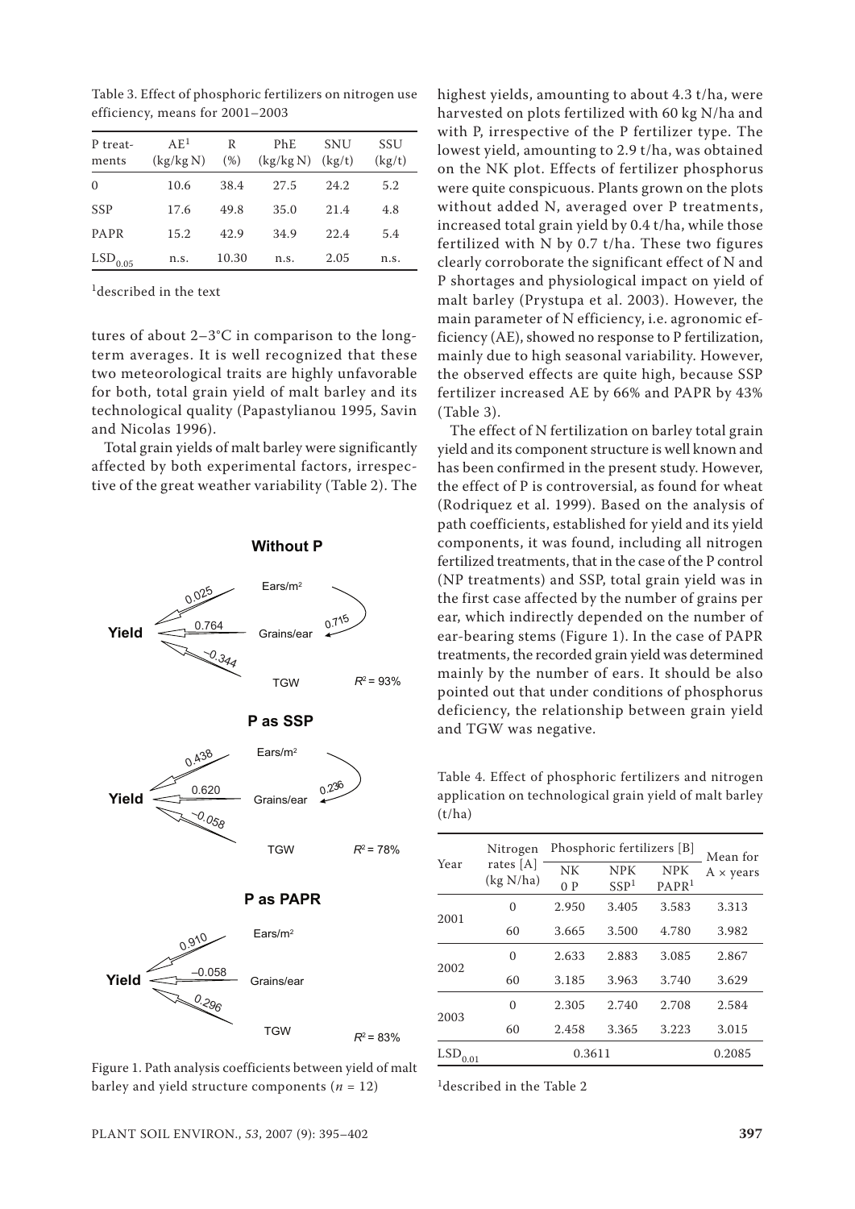Table 3. Effect of phosphoric fertilizers on nitrogen use efficiency, means for 2001–2003

| P treatments | AE[1] (kg/kg N) | R (%) | PhE (kg/kg N) | SNU (kg/t) | SSU (kg/t) |
|---|---|---|---|---|---|
| 0 | 10.6 | 38.4 | 27.5 | 24.2 | 5.2 |
| SSP | 17.6 | 49.8 | 35.0 | 21.4 | 4.8 |
| PAPR | 15.2 | 42.9 | 34.9 | 22.4 | 5.4 |
| $LSD_{0.05}$ | n.s. | 10.30 | n.s. | 2.05 | n.s. |

[1]described in the text

tures of about 2–3°C in comparison to the long-term averages. It is well recognized that these two meteorological traits are highly unfavorable for both, total grain yield of malt barley and its technological quality (Papastylianou 1995, Savin and Nicolas 1996).

Total grain yields of malt barley were significantly affected by both experimental factors, irrespective of the great weather variability (Table 2). The highest yields, amounting to about 4.3 t/ha, were harvested on plots fertilized with 60 kg N/ha and with P, irrespective of the P fertilizer type. The lowest yield, amounting to 2.9 t/ha, was obtained on the NK plot. Effects of fertilizer phosphorus were quite conspicuous. Plants grown on the plots without added N, averaged over P treatments, increased total grain yield by 0.4 t/ha, while those fertilized with N by 0.7 t/ha. These two figures clearly corroborate the significant effect of N and P shortages and physiological impact on yield of malt barley (Prystupa et al. 2003). However, the main parameter of N efficiency, i.e. agronomic efficiency (AE), showed no response to P fertilization, mainly due to high seasonal variability. However, the observed effects are quite high, because SSP fertilizer increased AE by 66% and PAPR by 43% (Table 3).

The effect of N fertilization on barley total grain yield and its component structure is well known and has been confirmed in the present study. However, the effect of P is controversial, as found for wheat (Rodriquez et al. 1999). Based on the analysis of path coefficients, established for yield and its yield components, it was found, including all nitrogen fertilized treatments, that in the case of the P control (NP treatments) and SSP, total grain yield was in the first case affected by the number of grains per ear, which indirectly depended on the number of ear-bearing stems (Figure 1). In the case of PAPR treatments, the recorded grain yield was determined mainly by the number of ears. It should be also pointed out that under conditions of phosphorus deficiency, the relationship between grain yield and TGW was negative.

**Without P**

Yield ← Ears/m²: 0.025; Yield ← Grains/ear: 0.764; Yield ← TGW: –0.344; Ears/m² → Grains/ear: 0.715; $R^2$ = 93%

**P as SSP**

Yield ← Ears/m²: 0.438; Yield ← Grains/ear: 0.620; Yield ← TGW: –0.058; Ears/m² → Grains/ear: 0.236; $R^2$ = 78%

**P as PAPR**

Yield ← Ears/m²: 0.910; Yield ← Grains/ear: –0.058; Yield ← TGW: 0.296; $R^2$ = 83%

Figure 1. Path analysis coefficients between yield of malt barley and yield structure components ($n$ = 12)

Table 4. Effect of phosphoric fertilizers and nitrogen application on technological grain yield of malt barley (t/ha)

| Year | Nitrogen rates [A] (kg N/ha) | Phosphoric fertilizers [B] | | | Mean for A × years |
|---|---|---|---|---|---|
| | | NK 0 P | NPK SSP[1] | NPK PAPR[1] | |
| 2001 | 0 | 2.950 | 3.405 | 3.583 | 3.313 |
| | 60 | 3.665 | 3.500 | 4.780 | 3.982 |
| 2002 | 0 | 2.633 | 2.883 | 3.085 | 2.867 |
| | 60 | 3.185 | 3.963 | 3.740 | 3.629 |
| 2003 | 0 | 2.305 | 2.740 | 2.708 | 2.584 |
| | 60 | 2.458 | 3.365 | 3.223 | 3.015 |
| $LSD_{0.01}$ | | | 0.3611 | | 0.2085 |

[1]described in the Table 2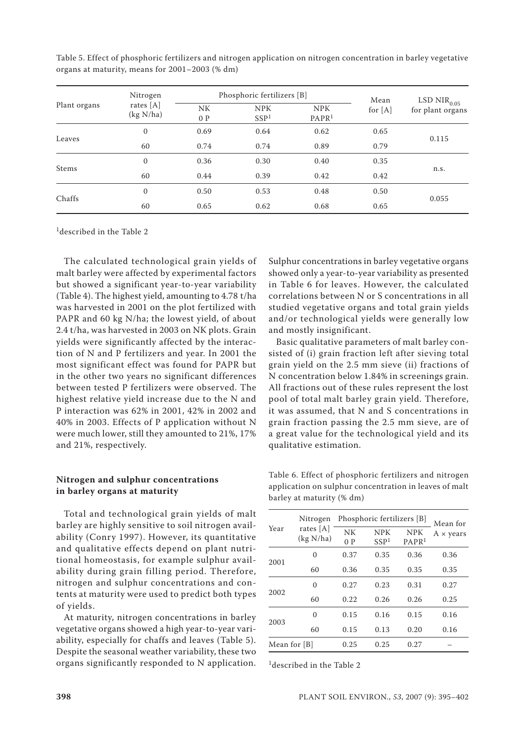Table 5. Effect of phosphoric fertilizers and nitrogen application on nitrogen concentration in barley vegetative organs at maturity, means for 2001–2003 (% dm)

| Plant organs | Nitrogen rates [A] (kg N/ha) | Phosphoric fertilizers [B] | | | Mean for [A] | LSD $NIR_{0.05}$ for plant organs |
|---|---|---|---|---|---|---|
| | | NK 0 P | NPK SSP[1] | NPK PAPR[1] | | |
| Leaves | 0 | 0.69 | 0.64 | 0.62 | 0.65 | 0.115 |
| | 60 | 0.74 | 0.74 | 0.89 | 0.79 | |
| Stems | 0 | 0.36 | 0.30 | 0.40 | 0.35 | n.s. |
| | 60 | 0.44 | 0.39 | 0.42 | 0.42 | |
| Chaffs | 0 | 0.50 | 0.53 | 0.48 | 0.50 | 0.055 |
| | 60 | 0.65 | 0.62 | 0.68 | 0.65 | |

[1]described in the Table 2

The calculated technological grain yields of malt barley were affected by experimental factors but showed a significant year-to-year variability (Table 4). The highest yield, amounting to 4.78 t/ha was harvested in 2001 on the plot fertilized with PAPR and 60 kg N/ha; the lowest yield, of about 2.4 t/ha, was harvested in 2003 on NK plots. Grain yields were significantly affected by the interaction of N and P fertilizers and year. In 2001 the most significant effect was found for PAPR but in the other two years no significant differences between tested P fertilizers were observed. The highest relative yield increase due to the N and P interaction was 62% in 2001, 42% in 2002 and 40% in 2003. Effects of P application without N were much lower, still they amounted to 21%, 17% and 21%, respectively.

### Nitrogen and sulphur concentrations in barley organs at maturity

Total and technological grain yields of malt barley are highly sensitive to soil nitrogen availability (Conry 1997). However, its quantitative and qualitative effects depend on plant nutritional homeostasis, for example sulphur availability during grain filling period. Therefore, nitrogen and sulphur concentrations and contents at maturity were used to predict both types of yields.

At maturity, nitrogen concentrations in barley vegetative organs showed a high year-to-year variability, especially for chaffs and leaves (Table 5). Despite the seasonal weather variability, these two organs significantly responded to N application. Sulphur concentrations in barley vegetative organs showed only a year-to-year variability as presented in Table 6 for leaves. However, the calculated correlations between N or S concentrations in all studied vegetative organs and total grain yields and/or technological yields were generally low and mostly insignificant.

Basic qualitative parameters of malt barley consisted of (i) grain fraction left after sieving total grain yield on the 2.5 mm sieve (ii) fractions of N concentration below 1.84% in screenings grain. All fractions out of these rules represent the lost pool of total malt barley grain yield. Therefore, it was assumed, that N and S concentrations in grain fraction passing the 2.5 mm sieve, are of a great value for the technological yield and its qualitative estimation.

Table 6. Effect of phosphoric fertilizers and nitrogen application on sulphur concentration in leaves of malt barley at maturity (% dm)

| Year | Nitrogen rates [A] (kg N/ha) | Phosphoric fertilizers [B] | | | Mean for A × years |
|---|---|---|---|---|---|
| | | NK 0 P | NPK SSP[1] | NPK PAPR[1] | |
| 2001 | 0 | 0.37 | 0.35 | 0.36 | 0.36 |
| | 60 | 0.36 | 0.35 | 0.35 | 0.35 |
| 2002 | 0 | 0.27 | 0.23 | 0.31 | 0.27 |
| | 60 | 0.22 | 0.26 | 0.26 | 0.25 |
| 2003 | 0 | 0.15 | 0.16 | 0.15 | 0.16 |
| | 60 | 0.15 | 0.13 | 0.20 | 0.16 |
| Mean for [B] | | 0.25 | 0.25 | 0.27 | – |

[1]described in the Table 2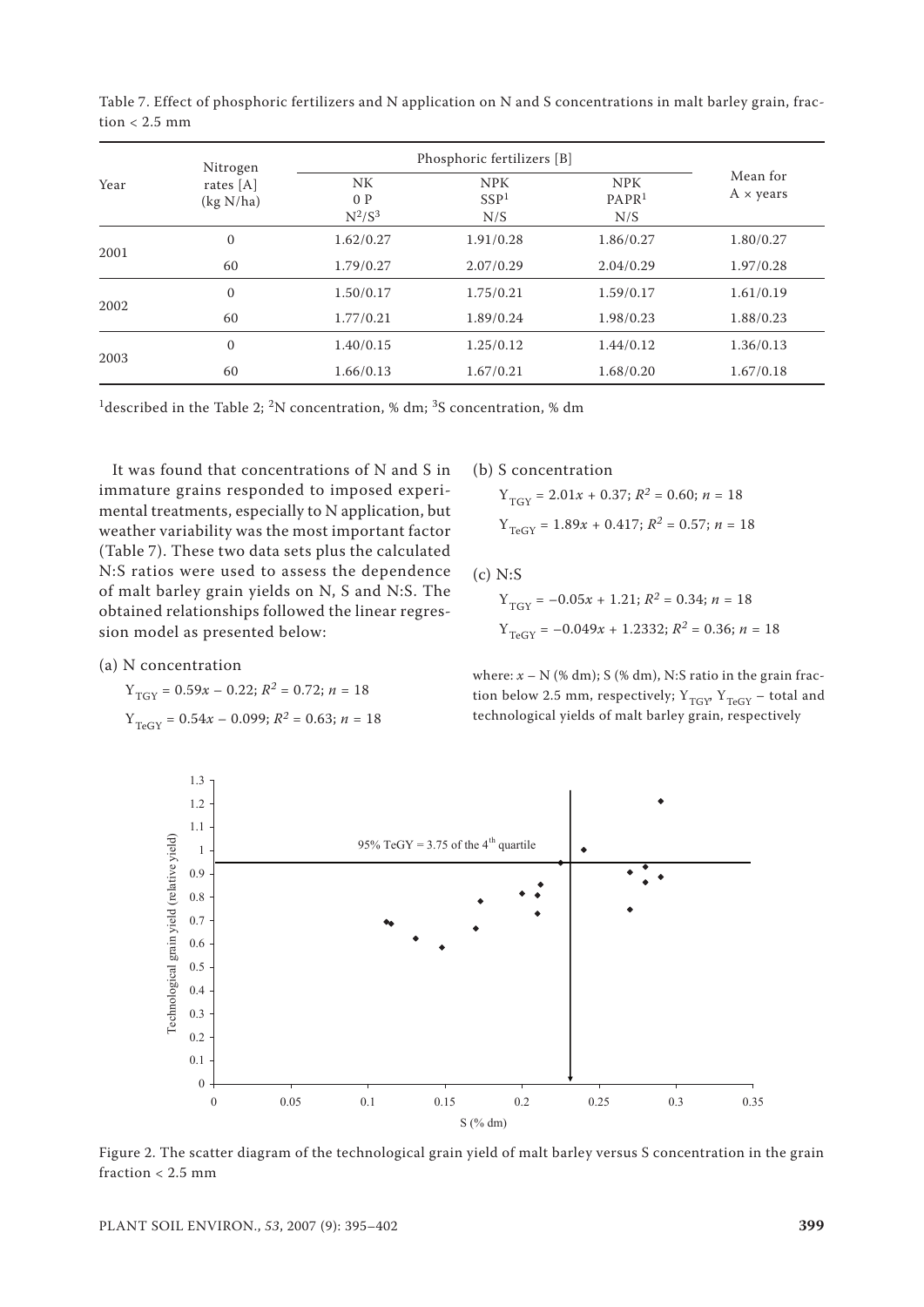Table 7. Effect of phosphoric fertilizers and N application on N and S concentrations in malt barley grain, fraction < 2.5 mm

| Year | Nitrogen rates [A] (kg N/ha) | Phosphoric fertilizers [B] | | | Mean for A × years |
|---|---|---|---|---|---|
| | | NK 0 P $N^2/S^3$ | NPK SSP[1] N/S | NPK PAPR[1] N/S | |
| 2001 | 0 | 1.62/0.27 | 1.91/0.28 | 1.86/0.27 | 1.80/0.27 |
| | 60 | 1.79/0.27 | 2.07/0.29 | 2.04/0.29 | 1.97/0.28 |
| 2002 | 0 | 1.50/0.17 | 1.75/0.21 | 1.59/0.17 | 1.61/0.19 |
| | 60 | 1.77/0.21 | 1.89/0.24 | 1.98/0.23 | 1.88/0.23 |
| 2003 | 0 | 1.40/0.15 | 1.25/0.12 | 1.44/0.12 | 1.36/0.13 |
| | 60 | 1.66/0.13 | 1.67/0.21 | 1.68/0.20 | 1.67/0.18 |

[1]described in the Table 2; [2]N concentration, % dm; [3]S concentration, % dm

It was found that concentrations of N and S in immature grains responded to imposed experimental treatments, especially to N application, but weather variability was the most important factor (Table 7). These two data sets plus the calculated N:S ratios were used to assess the dependence of malt barley grain yields on N, S and N:S. The obtained relationships followed the linear regression model as presented below:

(a) N concentration

$Y_{TGY} = 0.59x - 0.22$; $R^2 = 0.72$; $n = 18$

$Y_{TeGY} = 0.54x - 0.099$; $R^2 = 0.63$; $n = 18$

(b) S concentration

$Y_{TGY} = 2.01x + 0.37$; $R^2 = 0.60$; $n = 18$

$Y_{TeGY} = 1.89x + 0.417$; $R^2 = 0.57$; $n = 18$

(c) N:S

$Y_{TGY} = -0.05x + 1.21$; $R^2 = 0.34$; $n = 18$

$Y_{TeGY} = -0.049x + 1.2332$; $R^2 = 0.36$; $n = 18$

where: $x$ – N (% dm); S (% dm), N:S ratio in the grain fraction below 2.5 mm, respectively; $Y_{TGY}$, $Y_{TeGY}$ – total and technological yields of malt barley grain, respectively

Figure 2. The scatter diagram of the technological grain yield of malt barley versus S concentration in the grain fraction < 2.5 mm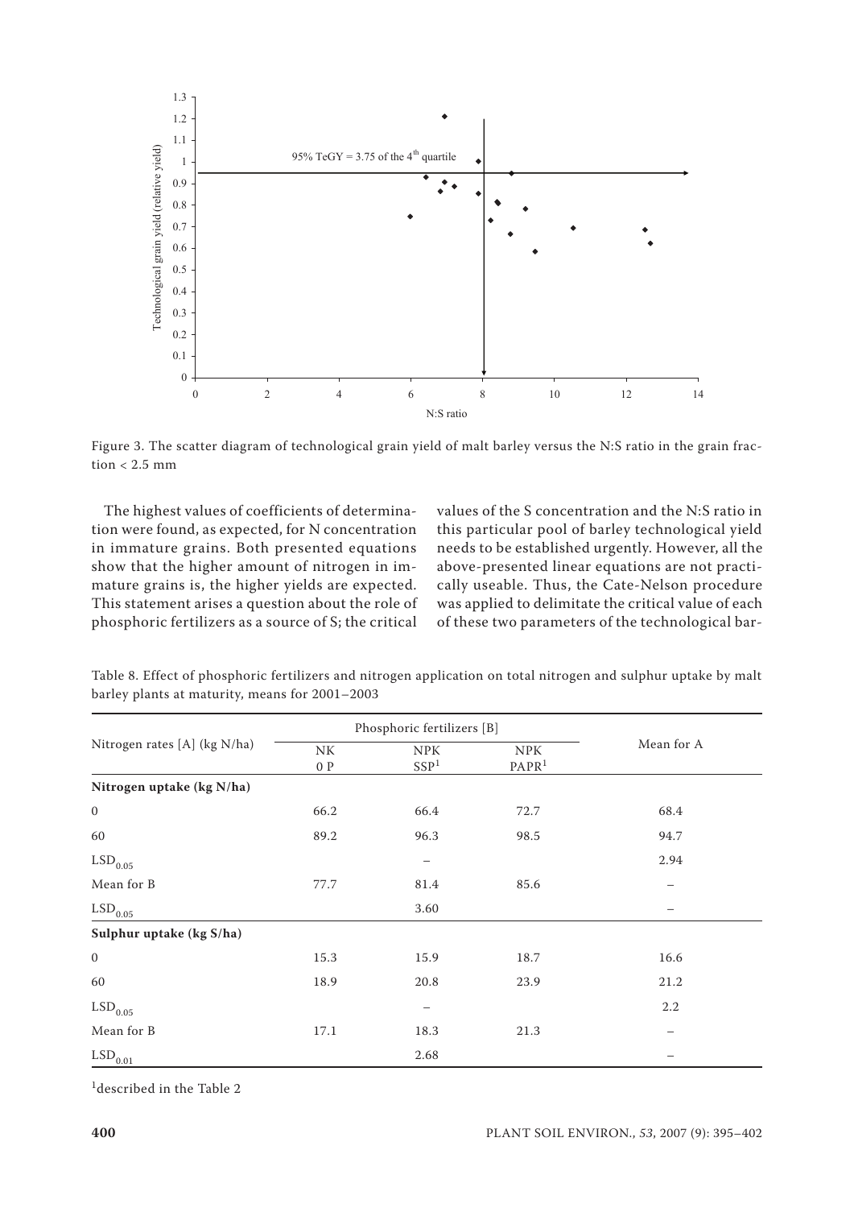Figure 3. The scatter diagram of technological grain yield of malt barley versus the N:S ratio in the grain fraction < 2.5 mm

The highest values of coefficients of determination were found, as expected, for N concentration in immature grains. Both presented equations show that the higher amount of nitrogen in immature grains is, the higher yields are expected. This statement arises a question about the role of phosphoric fertilizers as a source of S; the critical values of the S concentration and the N:S ratio in this particular pool of barley technological yield needs to be established urgently. However, all the above-presented linear equations are not practically useable. Thus, the Cate-Nelson procedure was applied to delimitate the critical value of each of these two parameters of the technological bar-

Table 8. Effect of phosphoric fertilizers and nitrogen application on total nitrogen and sulphur uptake by malt barley plants at maturity, means for 2001–2003

| Nitrogen rates [A] (kg N/ha) | Phosphoric fertilizers [B] | | | Mean for A |
|---|---|---|---|---|
| | NK 0 P | NPK SSP[1] | NPK PAPR[1] | |
| **Nitrogen uptake (kg N/ha)** | | | | |
| 0 | 66.2 | 66.4 | 72.7 | 68.4 |
| 60 | 89.2 | 96.3 | 98.5 | 94.7 |
| $LSD_{0.05}$ | | – | | 2.94 |
| Mean for B | 77.7 | 81.4 | 85.6 | – |
| $LSD_{0.05}$ | | 3.60 | | – |
| **Sulphur uptake (kg S/ha)** | | | | |
| 0 | 15.3 | 15.9 | 18.7 | 16.6 |
| 60 | 18.9 | 20.8 | 23.9 | 21.2 |
| $LSD_{0.05}$ | | – | | 2.2 |
| Mean for B | 17.1 | 18.3 | 21.3 | – |
| $LSD_{0.01}$ | | 2.68 | | – |

[1]described in the Table 2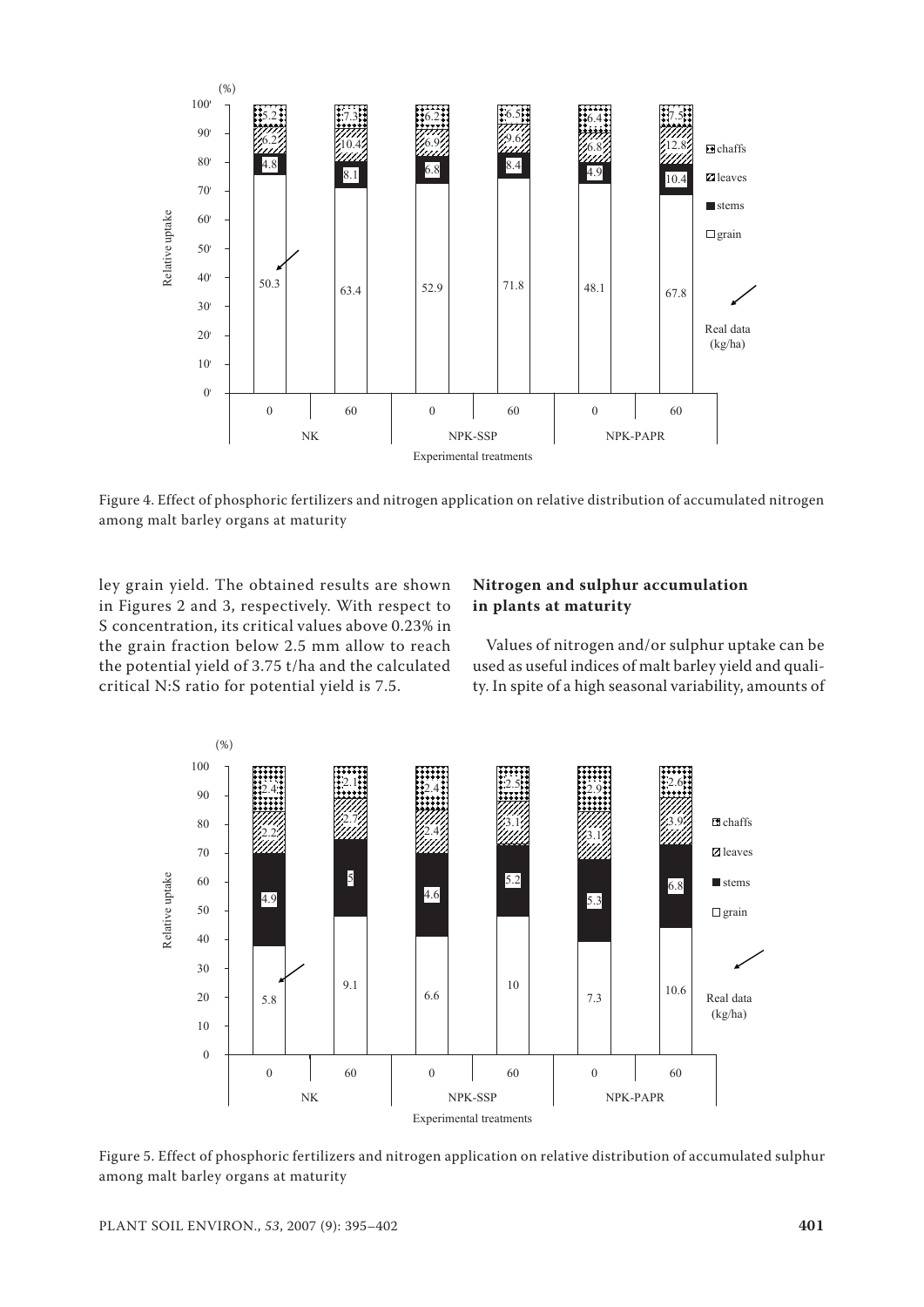Figure 4. Effect of phosphoric fertilizers and nitrogen application on relative distribution of accumulated nitrogen among malt barley organs at maturity

ley grain yield. The obtained results are shown in Figures 2 and 3, respectively. With respect to S concentration, its critical values above 0.23% in the grain fraction below 2.5 mm allow to reach the potential yield of 3.75 t/ha and the calculated critical N:S ratio for potential yield is 7.5.

### Nitrogen and sulphur accumulation in plants at maturity

Values of nitrogen and/or sulphur uptake can be used as useful indices of malt barley yield and quality. In spite of a high seasonal variability, amounts of

Figure 5. Effect of phosphoric fertilizers and nitrogen application on relative distribution of accumulated sulphur among malt barley organs at maturity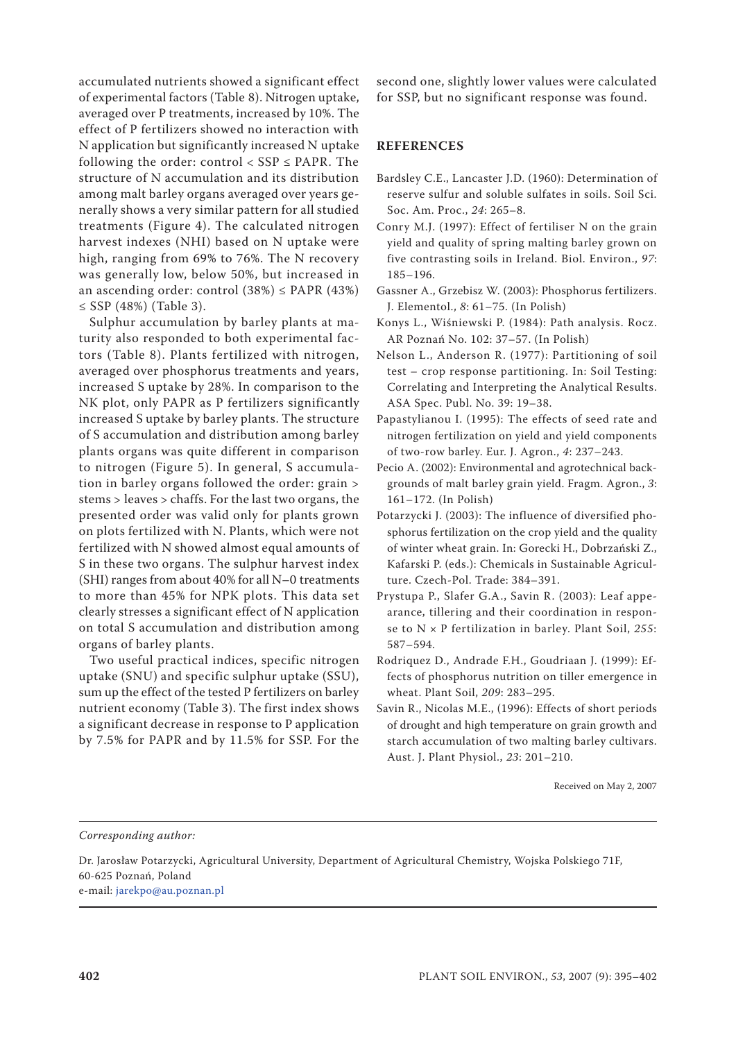accumulated nutrients showed a significant effect of experimental factors (Table 8). Nitrogen uptake, averaged over P treatments, increased by 10%. The effect of P fertilizers showed no interaction with N application but significantly increased N uptake following the order: control < SSP ≤ PAPR. The structure of N accumulation and its distribution among malt barley organs averaged over years generally shows a very similar pattern for all studied treatments (Figure 4). The calculated nitrogen harvest indexes (NHI) based on N uptake were high, ranging from 69% to 76%. The N recovery was generally low, below 50%, but increased in an ascending order: control (38%) ≤ PAPR (43%) ≤ SSP (48%) (Table 3).

Sulphur accumulation by barley plants at maturity also responded to both experimental factors (Table 8). Plants fertilized with nitrogen, averaged over phosphorus treatments and years, increased S uptake by 28%. In comparison to the NK plot, only PAPR as P fertilizers significantly increased S uptake by barley plants. The structure of S accumulation and distribution among barley plants organs was quite different in comparison to nitrogen (Figure 5). In general, S accumulation in barley organs followed the order: grain > stems > leaves > chaffs. For the last two organs, the presented order was valid only for plants grown on plots fertilized with N. Plants, which were not fertilized with N showed almost equal amounts of S in these two organs. The sulphur harvest index (SHI) ranges from about 40% for all N–0 treatments to more than 45% for NPK plots. This data set clearly stresses a significant effect of N application on total S accumulation and distribution among organs of barley plants.

Two useful practical indices, specific nitrogen uptake (SNU) and specific sulphur uptake (SSU), sum up the effect of the tested P fertilizers on barley nutrient economy (Table 3). The first index shows a significant decrease in response to P application by 7.5% for PAPR and by 11.5% for SSP. For the second one, slightly lower values were calculated for SSP, but no significant response was found.

## REFERENCES

Bardsley C.E., Lancaster J.D. (1960): Determination of reserve sulfur and soluble sulfates in soils. Soil Sci. Soc. Am. Proc., *24*: 265–8.

Conry M.J. (1997): Effect of fertiliser N on the grain yield and quality of spring malting barley grown on five contrasting soils in Ireland. Biol. Environ., *97*: 185–196.

Gassner A., Grzebisz W. (2003): Phosphorus fertilizers. J. Elementol., *8*: 61–75. (In Polish)

Konys L., Wiśniewski P. (1984): Path analysis. Rocz. AR Poznań No. 102: 37–57. (In Polish)

Nelson L., Anderson R. (1977): Partitioning of soil test – crop response partitioning. In: Soil Testing: Correlating and Interpreting the Analytical Results. ASA Spec. Publ. No. 39: 19–38.

Papastylianou I. (1995): The effects of seed rate and nitrogen fertilization on yield and yield components of two-row barley. Eur. J. Agron., *4*: 237–243.

Pecio A. (2002): Environmental and agrotechnical backgrounds of malt barley grain yield. Fragm. Agron., *3*: 161–172. (In Polish)

Potarzycki J. (2003): The influence of diversified phosphorus fertilization on the crop yield and the quality of winter wheat grain. In: Gorecki H., Dobrzański Z., Kafarski P. (eds.): Chemicals in Sustainable Agriculture. Czech-Pol. Trade: 384–391.

Prystupa P., Slafer G.A., Savin R. (2003): Leaf appearance, tillering and their coordination in response to N × P fertilization in barley. Plant Soil, *255*: 587–594.

Rodriquez D., Andrade F.H., Goudriaan J. (1999): Effects of phosphorus nutrition on tiller emergence in wheat. Plant Soil, *209*: 283–295.

Savin R., Nicolas M.E., (1996): Effects of short periods of drought and high temperature on grain growth and starch accumulation of two malting barley cultivars. Aust. J. Plant Physiol., *23*: 201–210.

Received on May 2, 2007

*Corresponding author:*

Dr. Jarosław Potarzycki, Agricultural University, Department of Agricultural Chemistry, Wojska Polskiego 71F, 60-625 Poznań, Poland
e-mail: jarekpo@au.poznan.pl